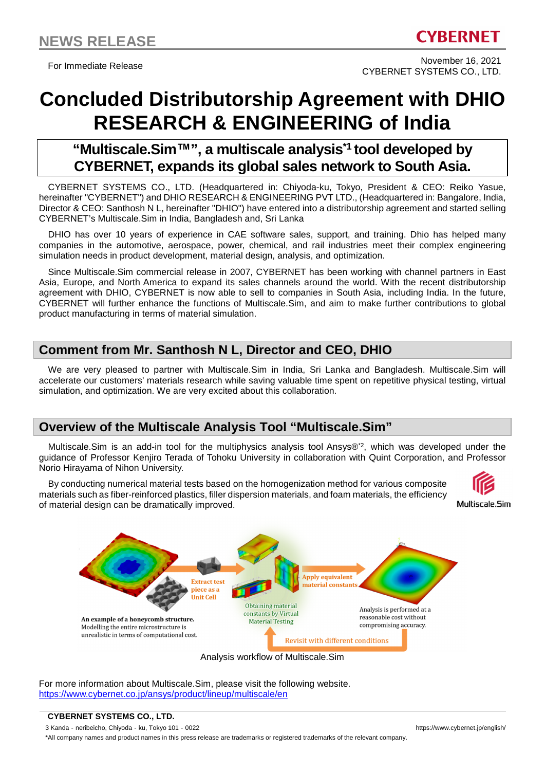NEWS RELEASE

CYBERNET

For Immediate Release

November 16, 2021
CYBERNET SYSTEMS CO., LTD.

# Concluded Distributorship Agreement with DHIO RESEARCH & ENGINEERING of India

## "Multiscale.Sim™", a multiscale analysis[*1] tool developed by CYBERNET, expands its global sales network to South Asia.

CYBERNET SYSTEMS CO., LTD. (Headquartered in: Chiyoda-ku, Tokyo, President & CEO: Reiko Yasue, hereinafter "CYBERNET") and DHIO RESEARCH & ENGINEERING PVT LTD., (Headquartered in: Bangalore, India, Director & CEO: Santhosh N L, hereinafter "DHIO") have entered into a distributorship agreement and started selling CYBERNET's Multiscale.Sim in India, Bangladesh and, Sri Lanka

DHIO has over 10 years of experience in CAE software sales, support, and training. Dhio has helped many companies in the automotive, aerospace, power, chemical, and rail industries meet their complex engineering simulation needs in product development, material design, analysis, and optimization.

Since Multiscale.Sim commercial release in 2007, CYBERNET has been working with channel partners in East Asia, Europe, and North America to expand its sales channels around the world. With the recent distributorship agreement with DHIO, CYBERNET is now able to sell to companies in South Asia, including India. In the future, CYBERNET will further enhance the functions of Multiscale.Sim, and aim to make further contributions to global product manufacturing in terms of material simulation.

## Comment from Mr. Santhosh N L, Director and CEO, DHIO

We are very pleased to partner with Multiscale.Sim in India, Sri Lanka and Bangladesh. Multiscale.Sim will accelerate our customers' materials research while saving valuable time spent on repetitive physical testing, virtual simulation, and optimization. We are very excited about this collaboration.

## Overview of the Multiscale Analysis Tool "Multiscale.Sim"

Multiscale.Sim is an add-in tool for the multiphysics analysis tool Ansys®[*2], which was developed under the guidance of Professor Kenjiro Terada of Tohoku University in collaboration with Quint Corporation, and Professor Norio Hirayama of Nihon University.

By conducting numerical material tests based on the homogenization method for various composite materials such as fiber-reinforced plastics, filler dispersion materials, and foam materials, the efficiency of material design can be dramatically improved.

Multiscale.Sim

An example of a honeycomb structure. Modelling the entire microstructure is unrealistic in terms of computational cost.

Extract test piece as a Unit Cell

Obtaining material constants by Virtual Material Testing

Apply equivalent material constants

Analysis is performed at a reasonable cost without compromising accuracy.

Revisit with different conditions

Analysis workflow of Multiscale.Sim

For more information about Multiscale.Sim, please visit the following website.
https://www.cybernet.co.jp/ansys/product/lineup/multiscale/en

**CYBERNET SYSTEMS CO., LTD.**

3 Kanda - neribeicho, Chiyoda - ku, Tokyo 101 - 0022

https://www.cybernet.jp/english/

*All company names and product names in this press release are trademarks or registered trademarks of the relevant company.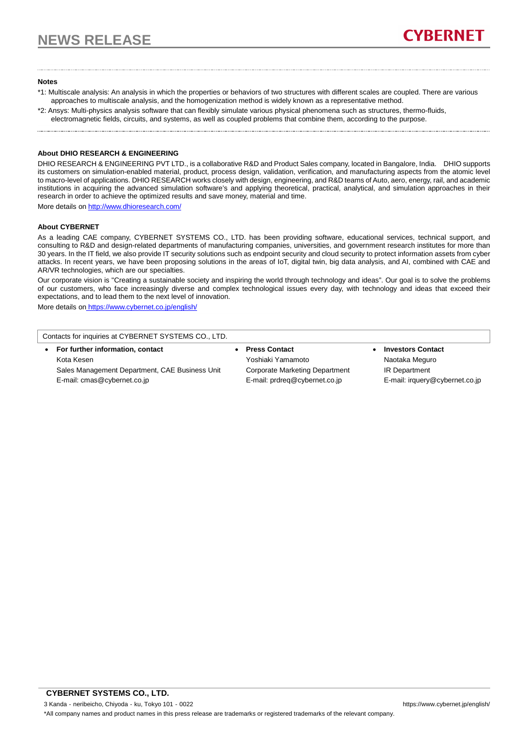### Notes

*1: Multiscale analysis: An analysis in which the properties or behaviors of two structures with different scales are coupled. There are various approaches to multiscale analysis, and the homogenization method is widely known as a representative method.

*2: Ansys: Multi-physics analysis software that can flexibly simulate various physical phenomena such as structures, thermo-fluids, electromagnetic fields, circuits, and systems, as well as coupled problems that combine them, according to the purpose.

### About DHIO RESEARCH & ENGINEERING

DHIO RESEARCH & ENGINEERING PVT LTD., is a collaborative R&D and Product Sales company, located in Bangalore, India. DHIO supports its customers on simulation-enabled material, product, process design, validation, verification, and manufacturing aspects from the atomic level to macro-level of applications. DHIO RESEARCH works closely with design, engineering, and R&D teams of Auto, aero, energy, rail, and academic institutions in acquiring the advanced simulation software's and applying theoretical, practical, analytical, and simulation approaches in their research in order to achieve the optimized results and save money, material and time.

More details on http://www.dhioresearch.com/

### About CYBERNET

As a leading CAE company, CYBERNET SYSTEMS CO., LTD. has been providing software, educational services, technical support, and consulting to R&D and design-related departments of manufacturing companies, universities, and government research institutes for more than 30 years. In the IT field, we also provide IT security solutions such as endpoint security and cloud security to protect information assets from cyber attacks. In recent years, we have been proposing solutions in the areas of IoT, digital twin, big data analysis, and AI, combined with CAE and AR/VR technologies, which are our specialties.

Our corporate vision is "Creating a sustainable society and inspiring the world through technology and ideas". Our goal is to solve the problems of our customers, who face increasingly diverse and complex technological issues every day, with technology and ideas that exceed their expectations, and to lead them to the next level of innovation.

More details on https://www.cybernet.co.jp/english/

Contacts for inquiries at CYBERNET SYSTEMS CO., LTD.

- **For further information, contact**
  Kota Kesen
  Sales Management Department, CAE Business Unit
  E-mail: cmas@cybernet.co.jp
- **Press Contact**
  Yoshiaki Yamamoto
  Corporate Marketing Department
  E-mail: prdreq@cybernet.co.jp
- **Investors Contact**
  Naotaka Meguro
  IR Department
  E-mail: irquery@cybernet.co.jp

**CYBERNET SYSTEMS CO., LTD.**

3 Kanda - neribeicho, Chiyoda - ku, Tokyo 101 - 0022

https://www.cybernet.jp/english/

*All company names and product names in this press release are trademarks or registered trademarks of the relevant company.